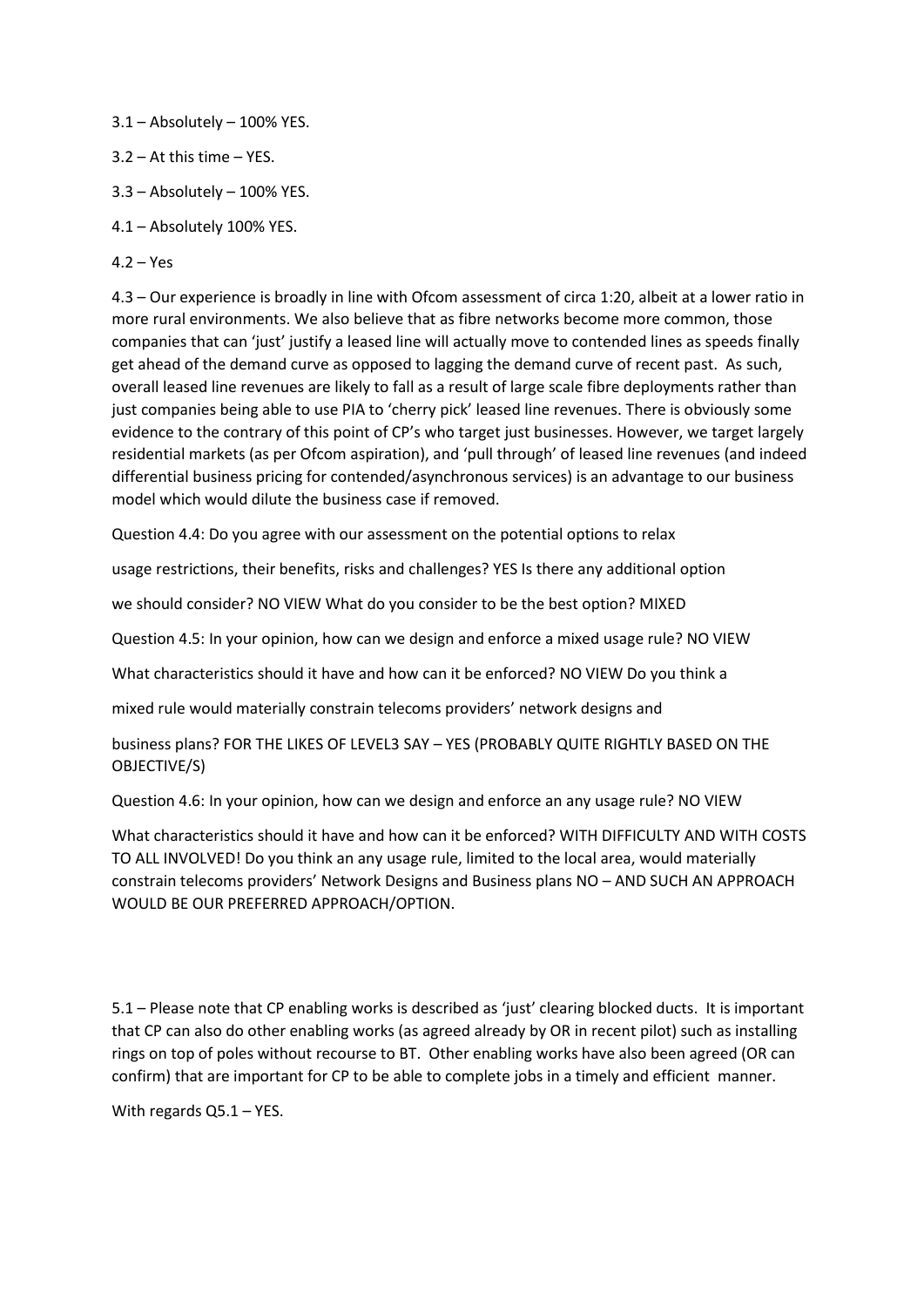3.1 – Absolutely – 100% YES.

3.2 – At this time – YES.

3.3 – Absolutely – 100% YES.

4.1 – Absolutely 100% YES.

4.2 – Yes

4.3 – Our experience is broadly in line with Ofcom assessment of circa 1:20, albeit at a lower ratio in more rural environments. We also believe that as fibre networks become more common, those companies that can 'just' justify a leased line will actually move to contended lines as speeds finally get ahead of the demand curve as opposed to lagging the demand curve of recent past. As such, overall leased line revenues are likely to fall as a result of large scale fibre deployments rather than just companies being able to use PIA to 'cherry pick' leased line revenues. There is obviously some evidence to the contrary of this point of CP's who target just businesses. However, we target largely residential markets (as per Ofcom aspiration), and 'pull through' of leased line revenues (and indeed differential business pricing for contended/asynchronous services) is an advantage to our business model which would dilute the business case if removed.

Question 4.4: Do you agree with our assessment on the potential options to relax usage restrictions, their benefits, risks and challenges? YES Is there any additional option we should consider? NO VIEW What do you consider to be the best option? MIXED

Question 4.5: In your opinion, how can we design and enforce a mixed usage rule? NO VIEW What characteristics should it have and how can it be enforced? NO VIEW Do you think a mixed rule would materially constrain telecoms providers' network designs and business plans? FOR THE LIKES OF LEVEL3 SAY – YES (PROBABLY QUITE RIGHTLY BASED ON THE OBJECTIVE/S)

Question 4.6: In your opinion, how can we design and enforce an any usage rule? NO VIEW What characteristics should it have and how can it be enforced? WITH DIFFICULTY AND WITH COSTS TO ALL INVOLVED! Do you think an any usage rule, limited to the local area, would materially constrain telecoms providers' Network Designs and Business plans NO – AND SUCH AN APPROACH WOULD BE OUR PREFERRED APPROACH/OPTION.

5.1 – Please note that CP enabling works is described as 'just' clearing blocked ducts. It is important that CP can also do other enabling works (as agreed already by OR in recent pilot) such as installing rings on top of poles without recourse to BT. Other enabling works have also been agreed (OR can confirm) that are important for CP to be able to complete jobs in a timely and efficient manner.

With regards Q5.1 – YES.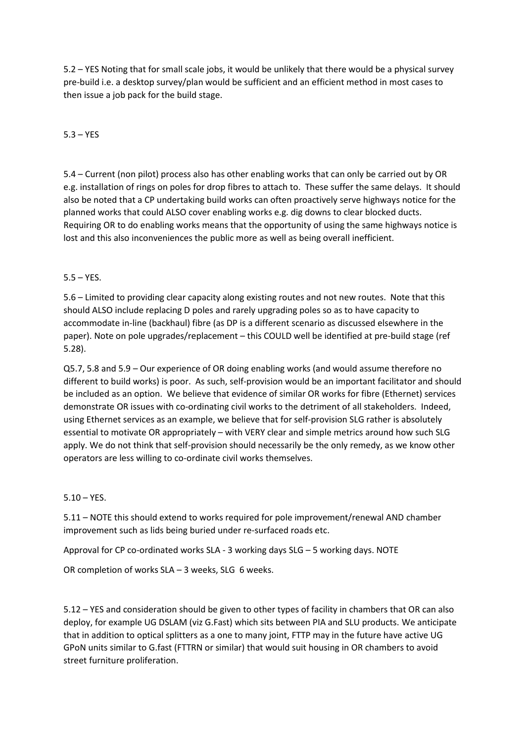5.2 – YES Noting that for small scale jobs, it would be unlikely that there would be a physical survey pre-build i.e. a desktop survey/plan would be sufficient and an efficient method in most cases to then issue a job pack for the build stage.

5.3 – YES

5.4 – Current (non pilot) process also has other enabling works that can only be carried out by OR e.g. installation of rings on poles for drop fibres to attach to. These suffer the same delays. It should also be noted that a CP undertaking build works can often proactively serve highways notice for the planned works that could ALSO cover enabling works e.g. dig downs to clear blocked ducts. Requiring OR to do enabling works means that the opportunity of using the same highways notice is lost and this also inconveniences the public more as well as being overall inefficient.

5.5 – YES.

5.6 – Limited to providing clear capacity along existing routes and not new routes. Note that this should ALSO include replacing D poles and rarely upgrading poles so as to have capacity to accommodate in-line (backhaul) fibre (as DP is a different scenario as discussed elsewhere in the paper). Note on pole upgrades/replacement – this COULD well be identified at pre-build stage (ref 5.28).

Q5.7, 5.8 and 5.9 – Our experience of OR doing enabling works (and would assume therefore no different to build works) is poor. As such, self-provision would be an important facilitator and should be included as an option. We believe that evidence of similar OR works for fibre (Ethernet) services demonstrate OR issues with co-ordinating civil works to the detriment of all stakeholders. Indeed, using Ethernet services as an example, we believe that for self-provision SLG rather is absolutely essential to motivate OR appropriately – with VERY clear and simple metrics around how such SLG apply. We do not think that self-provision should necessarily be the only remedy, as we know other operators are less willing to co-ordinate civil works themselves.

5.10 – YES.

5.11 – NOTE this should extend to works required for pole improvement/renewal AND chamber improvement such as lids being buried under re-surfaced roads etc.

Approval for CP co-ordinated works SLA - 3 working days SLG – 5 working days. NOTE

OR completion of works SLA – 3 weeks, SLG 6 weeks.

5.12 – YES and consideration should be given to other types of facility in chambers that OR can also deploy, for example UG DSLAM (viz G.Fast) which sits between PIA and SLU products. We anticipate that in addition to optical splitters as a one to many joint, FTTP may in the future have active UG GPoN units similar to G.fast (FTTRN or similar) that would suit housing in OR chambers to avoid street furniture proliferation.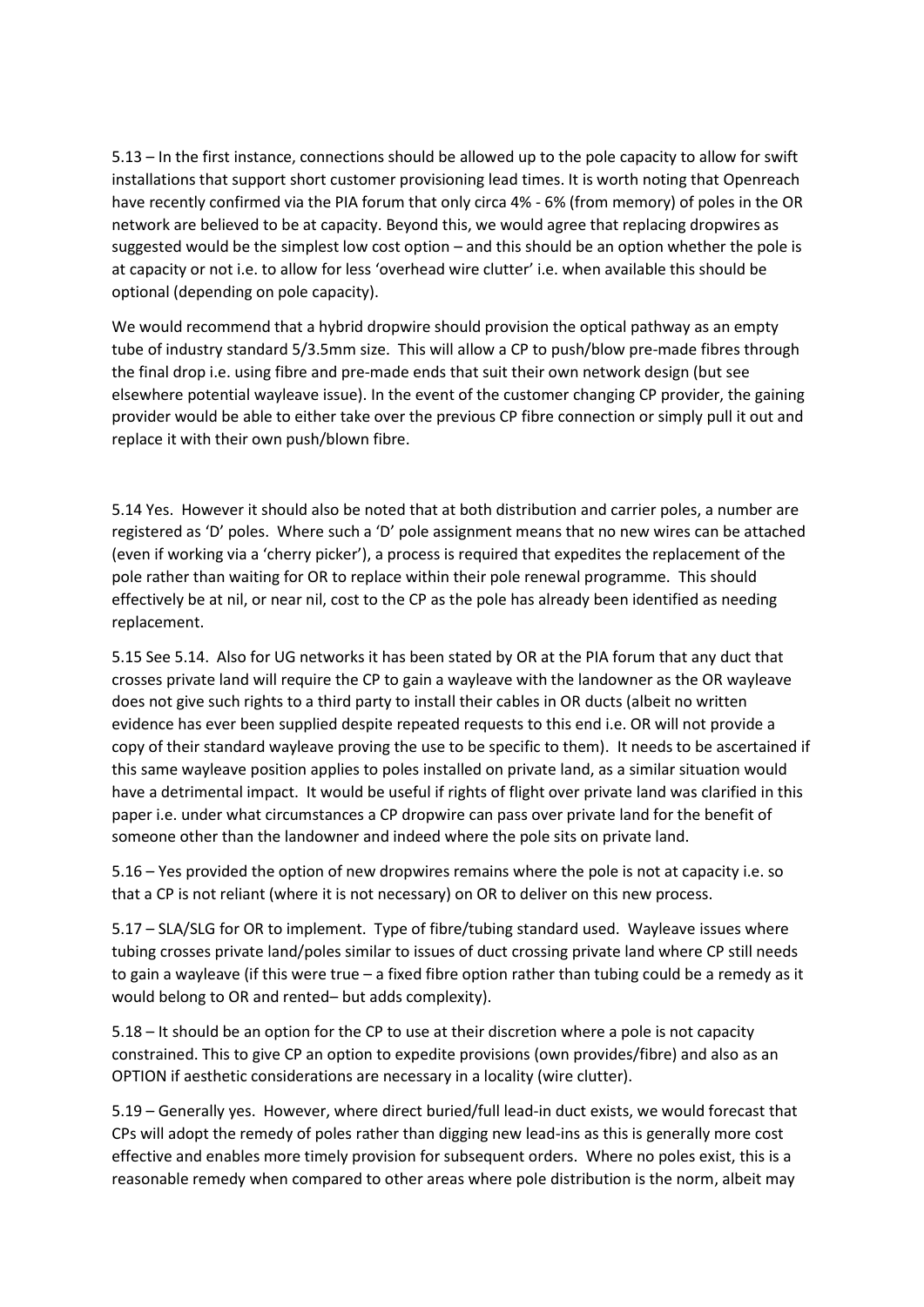5.13 – In the first instance, connections should be allowed up to the pole capacity to allow for swift installations that support short customer provisioning lead times. It is worth noting that Openreach have recently confirmed via the PIA forum that only circa 4% - 6% (from memory) of poles in the OR network are believed to be at capacity. Beyond this, we would agree that replacing dropwires as suggested would be the simplest low cost option – and this should be an option whether the pole is at capacity or not i.e. to allow for less 'overhead wire clutter' i.e. when available this should be optional (depending on pole capacity).

We would recommend that a hybrid dropwire should provision the optical pathway as an empty tube of industry standard 5/3.5mm size. This will allow a CP to push/blow pre-made fibres through the final drop i.e. using fibre and pre-made ends that suit their own network design (but see elsewhere potential wayleave issue). In the event of the customer changing CP provider, the gaining provider would be able to either take over the previous CP fibre connection or simply pull it out and replace it with their own push/blown fibre.

5.14 Yes. However it should also be noted that at both distribution and carrier poles, a number are registered as 'D' poles. Where such a 'D' pole assignment means that no new wires can be attached (even if working via a 'cherry picker'), a process is required that expedites the replacement of the pole rather than waiting for OR to replace within their pole renewal programme. This should effectively be at nil, or near nil, cost to the CP as the pole has already been identified as needing replacement.

5.15 See 5.14. Also for UG networks it has been stated by OR at the PIA forum that any duct that crosses private land will require the CP to gain a wayleave with the landowner as the OR wayleave does not give such rights to a third party to install their cables in OR ducts (albeit no written evidence has ever been supplied despite repeated requests to this end i.e. OR will not provide a copy of their standard wayleave proving the use to be specific to them). It needs to be ascertained if this same wayleave position applies to poles installed on private land, as a similar situation would have a detrimental impact. It would be useful if rights of flight over private land was clarified in this paper i.e. under what circumstances a CP dropwire can pass over private land for the benefit of someone other than the landowner and indeed where the pole sits on private land.

5.16 – Yes provided the option of new dropwires remains where the pole is not at capacity i.e. so that a CP is not reliant (where it is not necessary) on OR to deliver on this new process.

5.17 – SLA/SLG for OR to implement. Type of fibre/tubing standard used. Wayleave issues where tubing crosses private land/poles similar to issues of duct crossing private land where CP still needs to gain a wayleave (if this were true – a fixed fibre option rather than tubing could be a remedy as it would belong to OR and rented– but adds complexity).

5.18 – It should be an option for the CP to use at their discretion where a pole is not capacity constrained. This to give CP an option to expedite provisions (own provides/fibre) and also as an OPTION if aesthetic considerations are necessary in a locality (wire clutter).

5.19 – Generally yes. However, where direct buried/full lead-in duct exists, we would forecast that CPs will adopt the remedy of poles rather than digging new lead-ins as this is generally more cost effective and enables more timely provision for subsequent orders. Where no poles exist, this is a reasonable remedy when compared to other areas where pole distribution is the norm, albeit may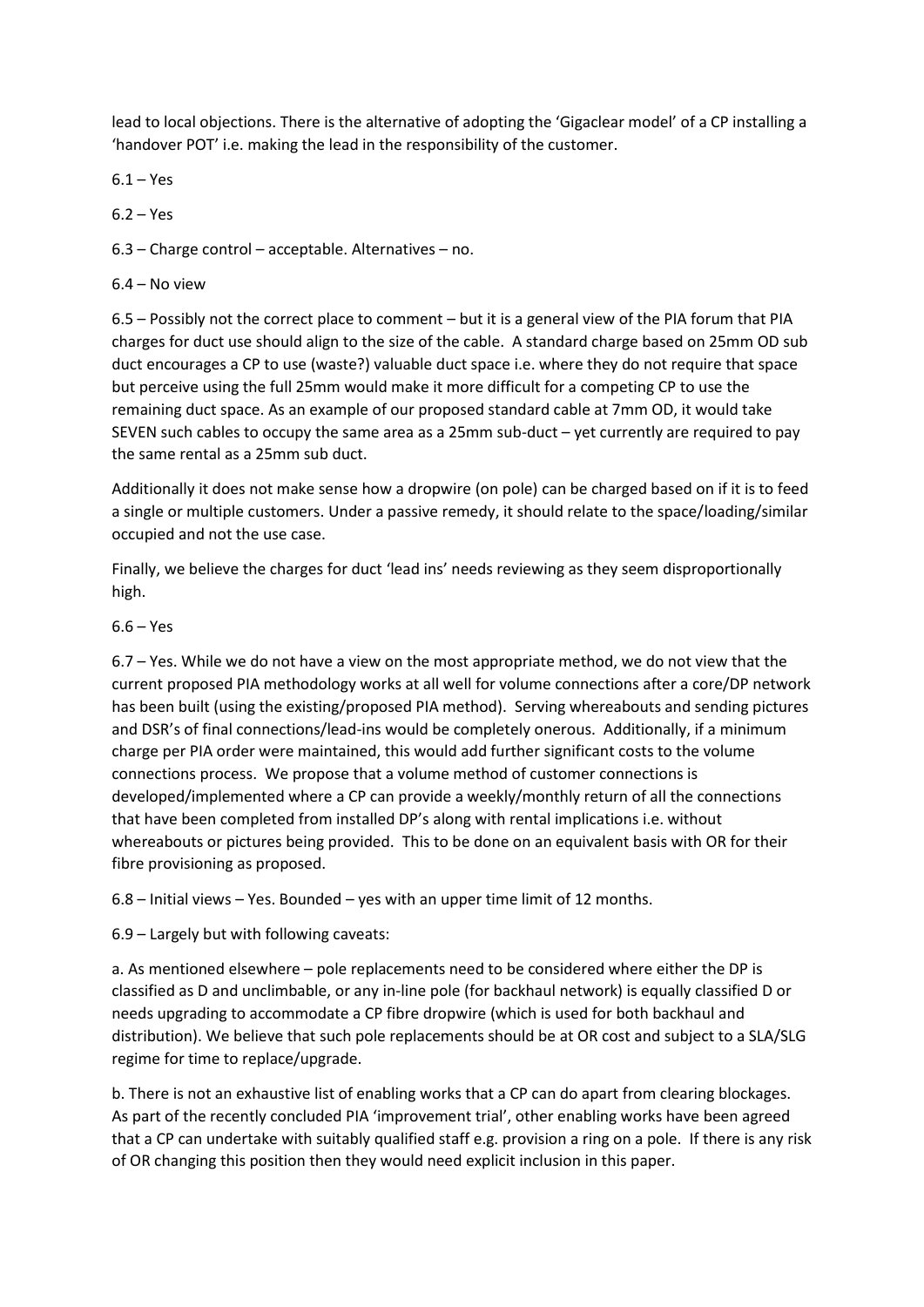lead to local objections. There is the alternative of adopting the 'Gigaclear model' of a CP installing a 'handover POT' i.e. making the lead in the responsibility of the customer.

6.1 – Yes

6.2 – Yes

6.3 – Charge control – acceptable. Alternatives – no.

6.4 – No view

6.5 – Possibly not the correct place to comment – but it is a general view of the PIA forum that PIA charges for duct use should align to the size of the cable. A standard charge based on 25mm OD sub duct encourages a CP to use (waste?) valuable duct space i.e. where they do not require that space but perceive using the full 25mm would make it more difficult for a competing CP to use the remaining duct space. As an example of our proposed standard cable at 7mm OD, it would take SEVEN such cables to occupy the same area as a 25mm sub-duct – yet currently are required to pay the same rental as a 25mm sub duct.

Additionally it does not make sense how a dropwire (on pole) can be charged based on if it is to feed a single or multiple customers. Under a passive remedy, it should relate to the space/loading/similar occupied and not the use case.

Finally, we believe the charges for duct 'lead ins' needs reviewing as they seem disproportionally high.

6.6 – Yes

6.7 – Yes. While we do not have a view on the most appropriate method, we do not view that the current proposed PIA methodology works at all well for volume connections after a core/DP network has been built (using the existing/proposed PIA method). Serving whereabouts and sending pictures and DSR's of final connections/lead-ins would be completely onerous. Additionally, if a minimum charge per PIA order were maintained, this would add further significant costs to the volume connections process. We propose that a volume method of customer connections is developed/implemented where a CP can provide a weekly/monthly return of all the connections that have been completed from installed DP's along with rental implications i.e. without whereabouts or pictures being provided. This to be done on an equivalent basis with OR for their fibre provisioning as proposed.

6.8 – Initial views – Yes. Bounded – yes with an upper time limit of 12 months.

6.9 – Largely but with following caveats:

a. As mentioned elsewhere – pole replacements need to be considered where either the DP is classified as D and unclimbable, or any in-line pole (for backhaul network) is equally classified D or needs upgrading to accommodate a CP fibre dropwire (which is used for both backhaul and distribution). We believe that such pole replacements should be at OR cost and subject to a SLA/SLG regime for time to replace/upgrade.

b. There is not an exhaustive list of enabling works that a CP can do apart from clearing blockages. As part of the recently concluded PIA 'improvement trial', other enabling works have been agreed that a CP can undertake with suitably qualified staff e.g. provision a ring on a pole. If there is any risk of OR changing this position then they would need explicit inclusion in this paper.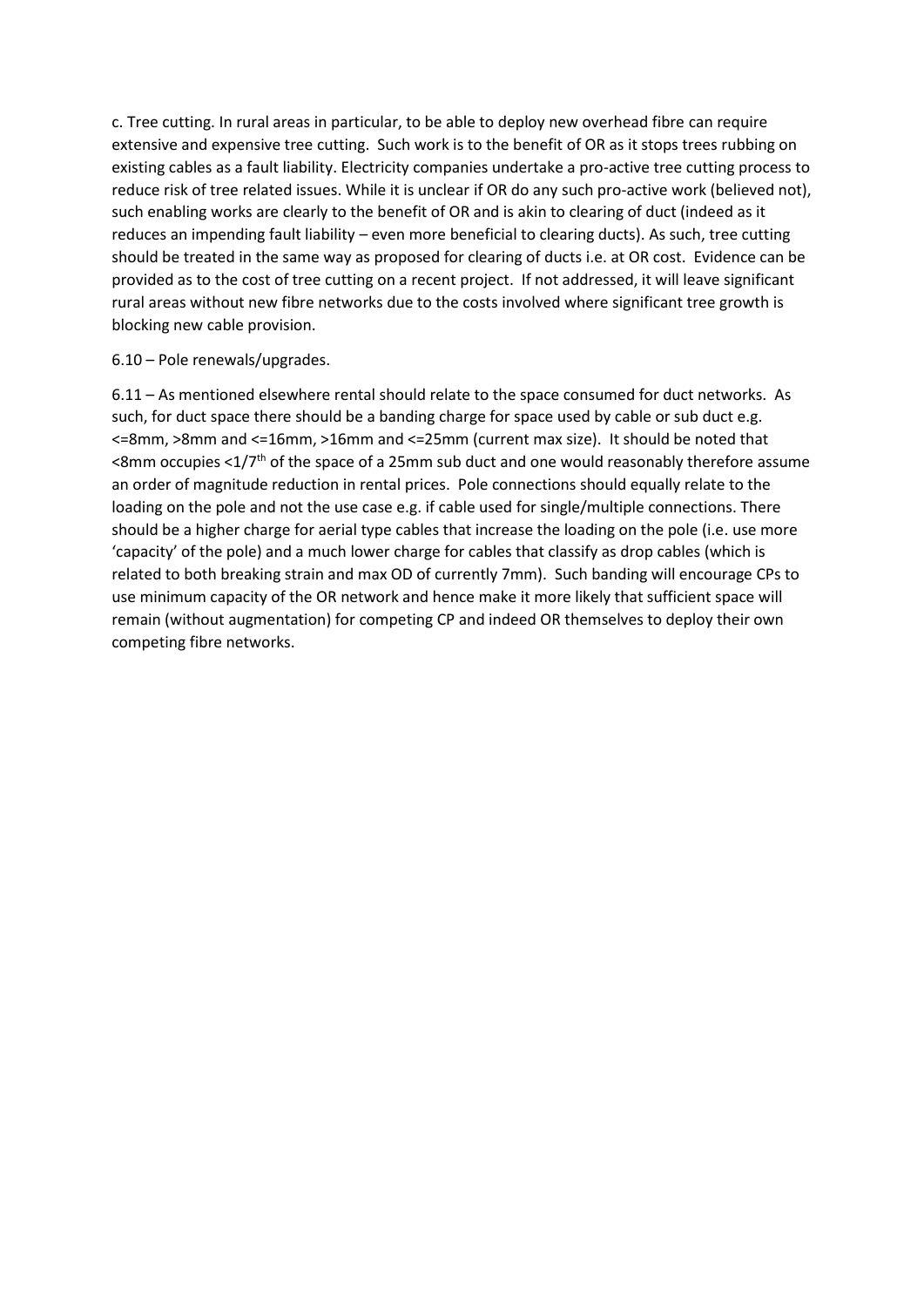c. Tree cutting. In rural areas in particular, to be able to deploy new overhead fibre can require extensive and expensive tree cutting. Such work is to the benefit of OR as it stops trees rubbing on existing cables as a fault liability. Electricity companies undertake a pro-active tree cutting process to reduce risk of tree related issues. While it is unclear if OR do any such pro-active work (believed not), such enabling works are clearly to the benefit of OR and is akin to clearing of duct (indeed as it reduces an impending fault liability – even more beneficial to clearing ducts). As such, tree cutting should be treated in the same way as proposed for clearing of ducts i.e. at OR cost. Evidence can be provided as to the cost of tree cutting on a recent project. If not addressed, it will leave significant rural areas without new fibre networks due to the costs involved where significant tree growth is blocking new cable provision.

6.10 – Pole renewals/upgrades.

6.11 – As mentioned elsewhere rental should relate to the space consumed for duct networks. As such, for duct space there should be a banding charge for space used by cable or sub duct e.g. <=8mm, >8mm and <=16mm, >16mm and <=25mm (current max size). It should be noted that <8mm occupies <1/7th of the space of a 25mm sub duct and one would reasonably therefore assume an order of magnitude reduction in rental prices. Pole connections should equally relate to the loading on the pole and not the use case e.g. if cable used for single/multiple connections. There should be a higher charge for aerial type cables that increase the loading on the pole (i.e. use more 'capacity' of the pole) and a much lower charge for cables that classify as drop cables (which is related to both breaking strain and max OD of currently 7mm). Such banding will encourage CPs to use minimum capacity of the OR network and hence make it more likely that sufficient space will remain (without augmentation) for competing CP and indeed OR themselves to deploy their own competing fibre networks.